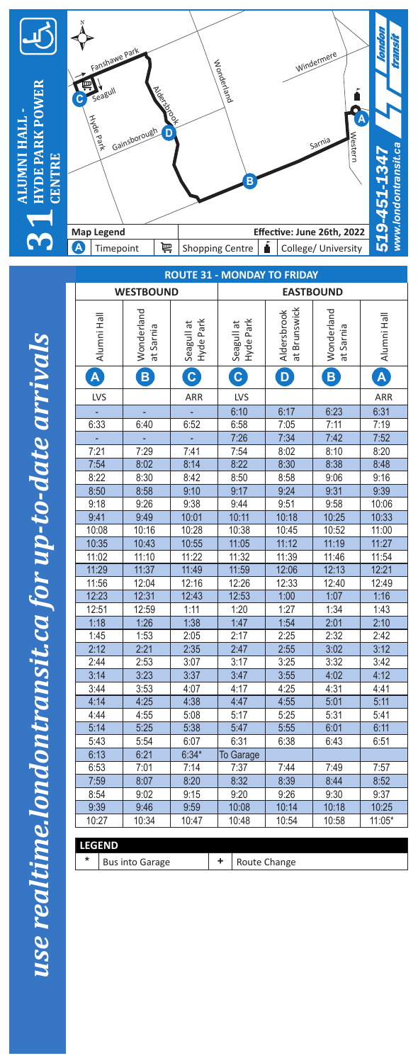# 31 ALUMNI HALL - HYDE PARK POWER CENTRE

**Map Legend**

- A Timepoint
- Shopping Centre
- College/ University

Effective: June 26th, 2022

519-451-1347
www.londontransit.ca

london transit

## ROUTE 31 - MONDAY TO FRIDAY

| WESTBOUND | | | EASTBOUND | | | |
|---|---|---|---|---|---|---|
| Alumni Hall | Wonderland at Sarnia | Seagull at Hyde Park | Seagull at Hyde Park | Aldersbrook at Brunswick | Wonderland at Sarnia | Alumni Hall |
| A | B | C | C | D | B | A |
| LVS | | ARR | LVS | | | ARR |
| - | - | - | 6:10 | 6:17 | 6:23 | 6:31 |
| 6:33 | 6:40 | 6:52 | 6:58 | 7:05 | 7:11 | 7:19 |
| - | - | - | 7:26 | 7:34 | 7:42 | 7:52 |
| 7:21 | 7:29 | 7:41 | 7:54 | 8:02 | 8:10 | 8:20 |
| 7:54 | 8:02 | 8:14 | 8:22 | 8:30 | 8:38 | 8:48 |
| 8:22 | 8:30 | 8:42 | 8:50 | 8:58 | 9:06 | 9:16 |
| 8:50 | 8:58 | 9:10 | 9:17 | 9:24 | 9:31 | 9:39 |
| 9:18 | 9:26 | 9:38 | 9:44 | 9:51 | 9:58 | 10:06 |
| 9:41 | 9:49 | 10:01 | 10:11 | 10:18 | 10:25 | 10:33 |
| 10:08 | 10:16 | 10:28 | 10:38 | 10:45 | 10:52 | 11:00 |
| 10:35 | 10:43 | 10:55 | 11:05 | 11:12 | 11:19 | 11:27 |
| 11:02 | 11:10 | 11:22 | 11:32 | 11:39 | 11:46 | 11:54 |
| 11:29 | 11:37 | 11:49 | 11:59 | 12:06 | 12:13 | 12:21 |
| 11:56 | 12:04 | 12:16 | 12:26 | 12:33 | 12:40 | 12:49 |
| 12:23 | 12:31 | 12:43 | 12:53 | 1:00 | 1:07 | 1:16 |
| 12:51 | 12:59 | 1:11 | 1:20 | 1:27 | 1:34 | 1:43 |
| 1:18 | 1:26 | 1:38 | 1:47 | 1:54 | 2:01 | 2:10 |
| 1:45 | 1:53 | 2:05 | 2:17 | 2:25 | 2:32 | 2:42 |
| 2:12 | 2:21 | 2:35 | 2:47 | 2:55 | 3:02 | 3:12 |
| 2:44 | 2:53 | 3:07 | 3:17 | 3:25 | 3:32 | 3:42 |
| 3:14 | 3:23 | 3:37 | 3:47 | 3:55 | 4:02 | 4:12 |
| 3:44 | 3:53 | 4:07 | 4:17 | 4:25 | 4:31 | 4:41 |
| 4:14 | 4:25 | 4:38 | 4:47 | 4:55 | 5:01 | 5:11 |
| 4:44 | 4:55 | 5:08 | 5:17 | 5:25 | 5:31 | 5:41 |
| 5:14 | 5:25 | 5:38 | 5:47 | 5:55 | 6:01 | 6:11 |
| 5:43 | 5:54 | 6:07 | 6:31 | 6:38 | 6:43 | 6:51 |
| 6:13 | 6:21 | 6:34* | To Garage | | | |
| 6:53 | 7:01 | 7:14 | 7:37 | 7:44 | 7:49 | 7:57 |
| 7:59 | 8:07 | 8:20 | 8:32 | 8:39 | 8:44 | 8:52 |
| 8:54 | 9:02 | 9:15 | 9:20 | 9:26 | 9:30 | 9:37 |
| 9:39 | 9:46 | 9:59 | 10:08 | 10:14 | 10:18 | 10:25 |
| 10:27 | 10:34 | 10:47 | 10:48 | 10:54 | 10:58 | 11:05* |

**LEGEND**

| * | Bus into Garage | + | Route Change |
|---|---|---|---|

*use realtime.londontransit.ca for up-to-date arrivals*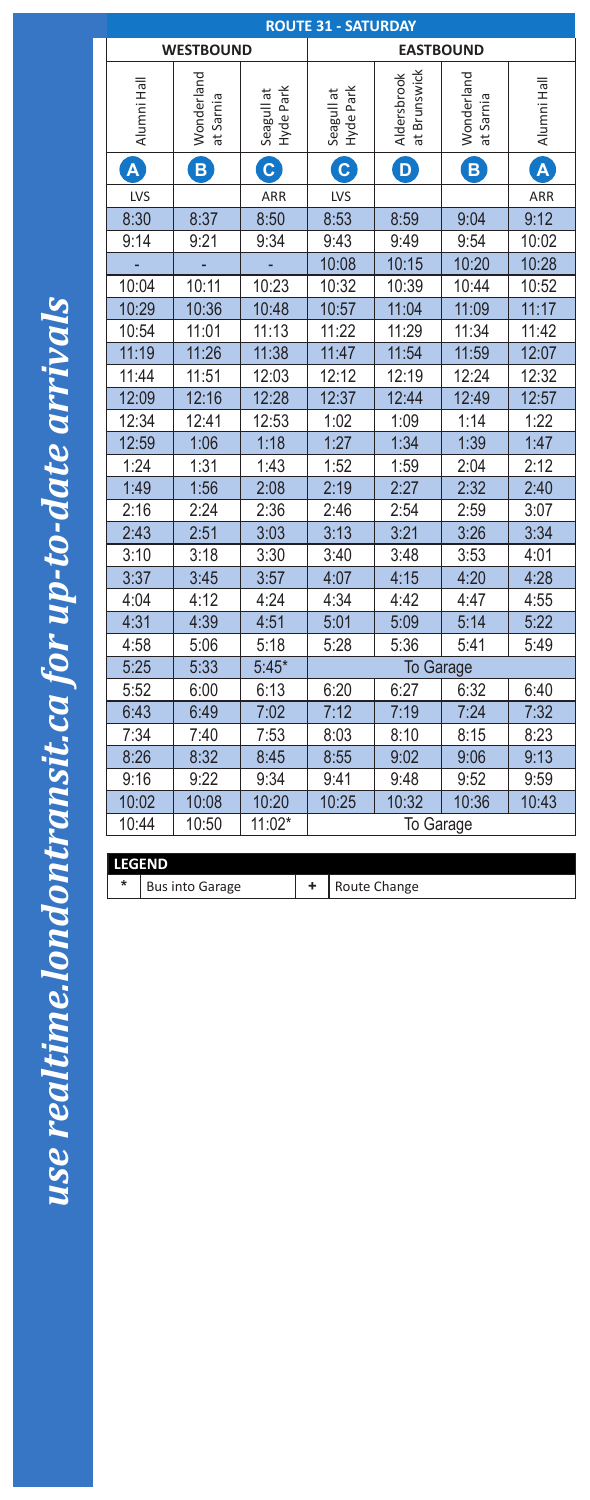*use realtime.londontransit.ca for up-to-date arrivals*

## ROUTE 31 - SATURDAY

| WESTBOUND | | | EASTBOUND | | | |
|---|---|---|---|---|---|---|
| Alumni Hall | Wonderland at Sarnia | Seagull at Hyde Park | Seagull at Hyde Park | Aldersbrook at Brunswick | Wonderland at Sarnia | Alumni Hall |
| A | B | C | C | D | B | A |
| LVS | | ARR | LVS | | | ARR |
| 8:30 | 8:37 | 8:50 | 8:53 | 8:59 | 9:04 | 9:12 |
| 9:14 | 9:21 | 9:34 | 9:43 | 9:49 | 9:54 | 10:02 |
| - | - | - | 10:08 | 10:15 | 10:20 | 10:28 |
| 10:04 | 10:11 | 10:23 | 10:32 | 10:39 | 10:44 | 10:52 |
| 10:29 | 10:36 | 10:48 | 10:57 | 11:04 | 11:09 | 11:17 |
| 10:54 | 11:01 | 11:13 | 11:22 | 11:29 | 11:34 | 11:42 |
| 11:19 | 11:26 | 11:38 | 11:47 | 11:54 | 11:59 | 12:07 |
| 11:44 | 11:51 | 12:03 | 12:12 | 12:19 | 12:24 | 12:32 |
| 12:09 | 12:16 | 12:28 | 12:37 | 12:44 | 12:49 | 12:57 |
| 12:34 | 12:41 | 12:53 | 1:02 | 1:09 | 1:14 | 1:22 |
| 12:59 | 1:06 | 1:18 | 1:27 | 1:34 | 1:39 | 1:47 |
| 1:24 | 1:31 | 1:43 | 1:52 | 1:59 | 2:04 | 2:12 |
| 1:49 | 1:56 | 2:08 | 2:19 | 2:27 | 2:32 | 2:40 |
| 2:16 | 2:24 | 2:36 | 2:46 | 2:54 | 2:59 | 3:07 |
| 2:43 | 2:51 | 3:03 | 3:13 | 3:21 | 3:26 | 3:34 |
| 3:10 | 3:18 | 3:30 | 3:40 | 3:48 | 3:53 | 4:01 |
| 3:37 | 3:45 | 3:57 | 4:07 | 4:15 | 4:20 | 4:28 |
| 4:04 | 4:12 | 4:24 | 4:34 | 4:42 | 4:47 | 4:55 |
| 4:31 | 4:39 | 4:51 | 5:01 | 5:09 | 5:14 | 5:22 |
| 4:58 | 5:06 | 5:18 | 5:28 | 5:36 | 5:41 | 5:49 |
| 5:25 | 5:33 | 5:45* | To Garage | | | |
| 5:52 | 6:00 | 6:13 | 6:20 | 6:27 | 6:32 | 6:40 |
| 6:43 | 6:49 | 7:02 | 7:12 | 7:19 | 7:24 | 7:32 |
| 7:34 | 7:40 | 7:53 | 8:03 | 8:10 | 8:15 | 8:23 |
| 8:26 | 8:32 | 8:45 | 8:55 | 9:02 | 9:06 | 9:13 |
| 9:16 | 9:22 | 9:34 | 9:41 | 9:48 | 9:52 | 9:59 |
| 10:02 | 10:08 | 10:20 | 10:25 | 10:32 | 10:36 | 10:43 |
| 10:44 | 10:50 | 11:02* | To Garage | | | |

**LEGEND**

| Symbol | Meaning | Symbol | Meaning |
|---|---|---|---|
| * | Bus into Garage | + | Route Change |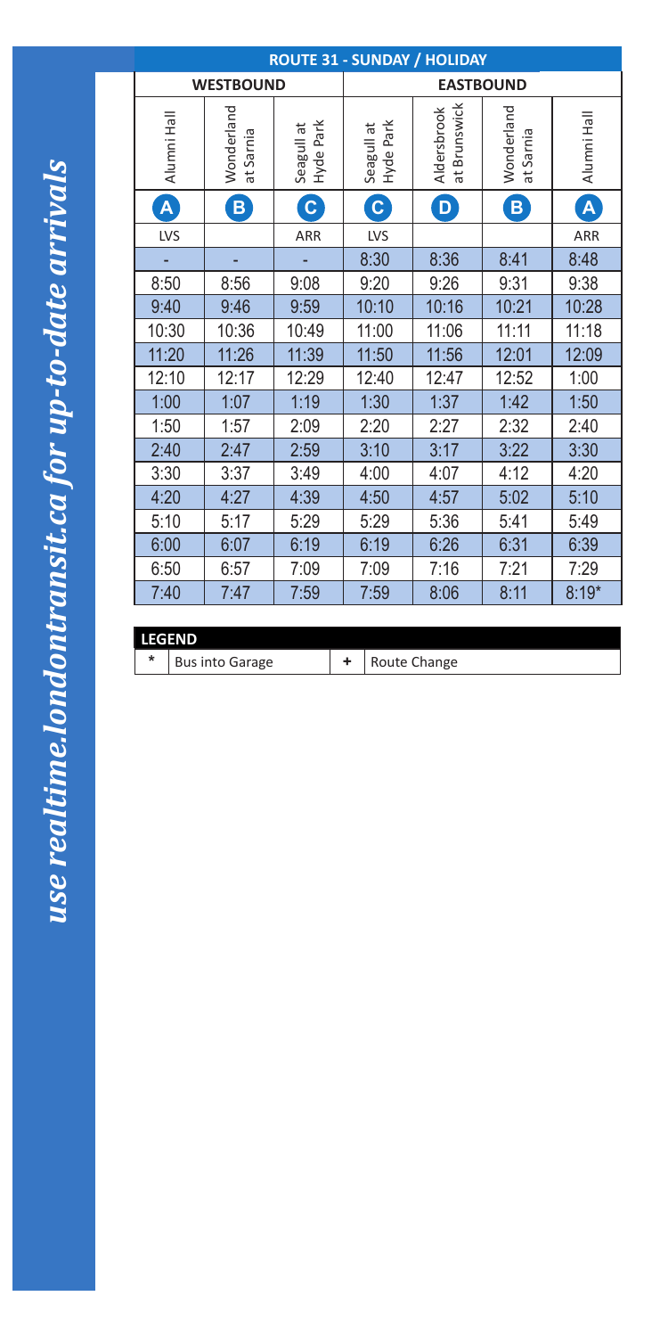*use realtime.londontransit.ca for up-to-date arrivals*

## ROUTE 31 - SUNDAY / HOLIDAY

| WESTBOUND | | | EASTBOUND | | | |
|---|---|---|---|---|---|---|
| Alumni Hall | Wonderland at Sarnia | Seagull at Hyde Park | Seagull at Hyde Park | Aldersbrook at Brunswick | Wonderland at Sarnia | Alumni Hall |
| A | B | C | C | D | B | A |
| LVS | | ARR | LVS | | | ARR |
| - | - | - | 8:30 | 8:36 | 8:41 | 8:48 |
| 8:50 | 8:56 | 9:08 | 9:20 | 9:26 | 9:31 | 9:38 |
| 9:40 | 9:46 | 9:59 | 10:10 | 10:16 | 10:21 | 10:28 |
| 10:30 | 10:36 | 10:49 | 11:00 | 11:06 | 11:11 | 11:18 |
| 11:20 | 11:26 | 11:39 | 11:50 | 11:56 | 12:01 | 12:09 |
| 12:10 | 12:17 | 12:29 | 12:40 | 12:47 | 12:52 | 1:00 |
| 1:00 | 1:07 | 1:19 | 1:30 | 1:37 | 1:42 | 1:50 |
| 1:50 | 1:57 | 2:09 | 2:20 | 2:27 | 2:32 | 2:40 |
| 2:40 | 2:47 | 2:59 | 3:10 | 3:17 | 3:22 | 3:30 |
| 3:30 | 3:37 | 3:49 | 4:00 | 4:07 | 4:12 | 4:20 |
| 4:20 | 4:27 | 4:39 | 4:50 | 4:57 | 5:02 | 5:10 |
| 5:10 | 5:17 | 5:29 | 5:29 | 5:36 | 5:41 | 5:49 |
| 6:00 | 6:07 | 6:19 | 6:19 | 6:26 | 6:31 | 6:39 |
| 6:50 | 6:57 | 7:09 | 7:09 | 7:16 | 7:21 | 7:29 |
| 7:40 | 7:47 | 7:59 | 7:59 | 8:06 | 8:11 | 8:19* |

| LEGEND | | | |
|---|---|---|---|
| * | Bus into Garage | + | Route Change |